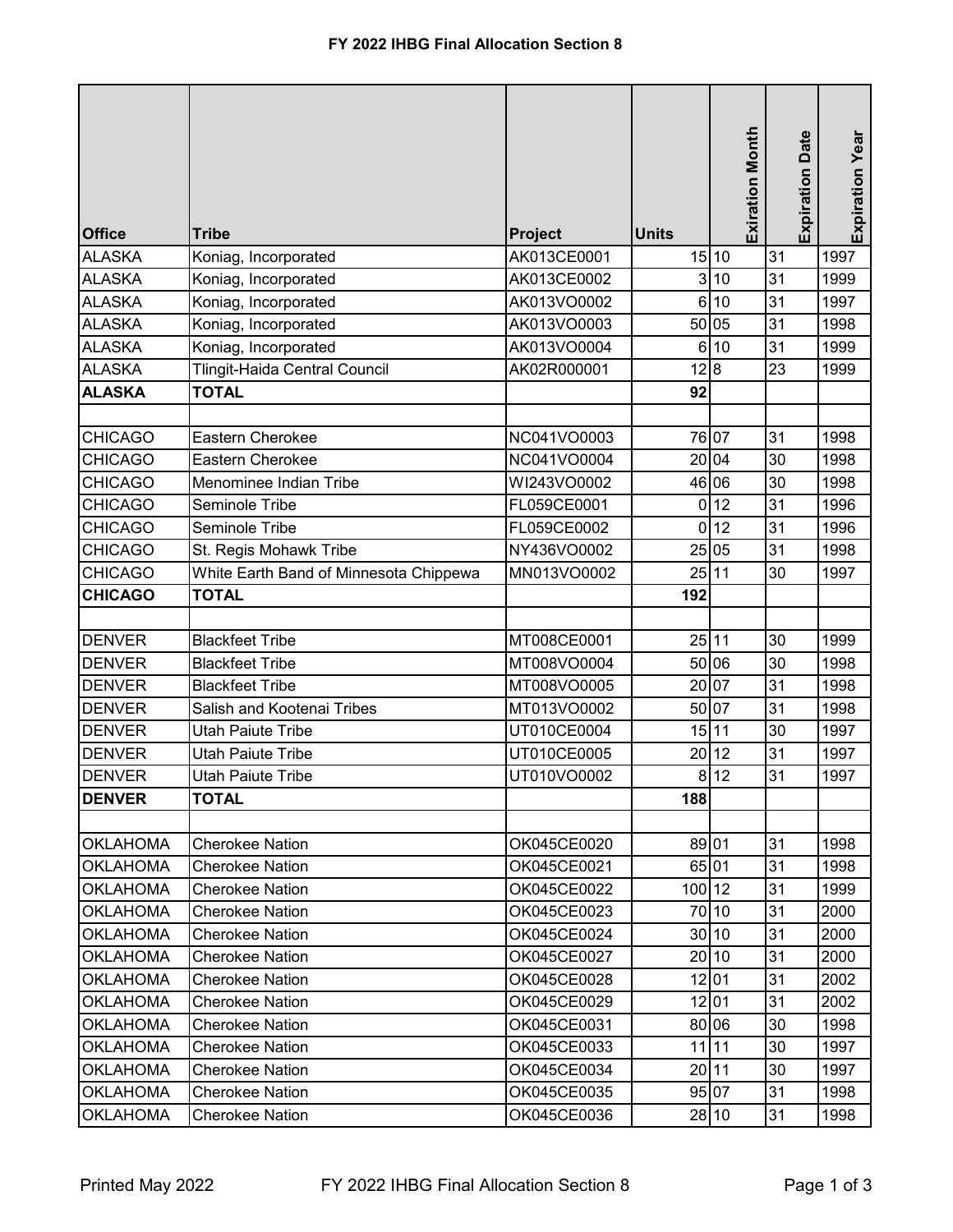## FY 2022 IHBG Final Allocation Section 8

| Office | Tribe | Project | Units | Exiration Month | Expiration Date | Expiration Year |
|---|---|---|---|---|---|---|
| ALASKA | Koniag, Incorporated | AK013CE0001 | 15 | 10 | 31 | 1997 |
| ALASKA | Koniag, Incorporated | AK013CE0002 | 3 | 10 | 31 | 1999 |
| ALASKA | Koniag, Incorporated | AK013VO0002 | 6 | 10 | 31 | 1997 |
| ALASKA | Koniag, Incorporated | AK013VO0003 | 50 | 05 | 31 | 1998 |
| ALASKA | Koniag, Incorporated | AK013VO0004 | 6 | 10 | 31 | 1999 |
| ALASKA | Tlingit-Haida Central Council | AK02R000001 | 12 | 8 | 23 | 1999 |
| **ALASKA** | **TOTAL** | | **92** | | | |
| | | | | | | |
| CHICAGO | Eastern Cherokee | NC041VO0003 | 76 | 07 | 31 | 1998 |
| CHICAGO | Eastern Cherokee | NC041VO0004 | 20 | 04 | 30 | 1998 |
| CHICAGO | Menominee Indian Tribe | WI243VO0002 | 46 | 06 | 30 | 1998 |
| CHICAGO | Seminole Tribe | FL059CE0001 | 0 | 12 | 31 | 1996 |
| CHICAGO | Seminole Tribe | FL059CE0002 | 0 | 12 | 31 | 1996 |
| CHICAGO | St. Regis Mohawk Tribe | NY436VO0002 | 25 | 05 | 31 | 1998 |
| CHICAGO | White Earth Band of Minnesota Chippewa | MN013VO0002 | 25 | 11 | 30 | 1997 |
| **CHICAGO** | **TOTAL** | | **192** | | | |
| | | | | | | |
| DENVER | Blackfeet Tribe | MT008CE0001 | 25 | 11 | 30 | 1999 |
| DENVER | Blackfeet Tribe | MT008VO0004 | 50 | 06 | 30 | 1998 |
| DENVER | Blackfeet Tribe | MT008VO0005 | 20 | 07 | 31 | 1998 |
| DENVER | Salish and Kootenai Tribes | MT013VO0002 | 50 | 07 | 31 | 1998 |
| DENVER | Utah Paiute Tribe | UT010CE0004 | 15 | 11 | 30 | 1997 |
| DENVER | Utah Paiute Tribe | UT010CE0005 | 20 | 12 | 31 | 1997 |
| DENVER | Utah Paiute Tribe | UT010VO0002 | 8 | 12 | 31 | 1997 |
| **DENVER** | **TOTAL** | | **188** | | | |
| | | | | | | |
| OKLAHOMA | Cherokee Nation | OK045CE0020 | 89 | 01 | 31 | 1998 |
| OKLAHOMA | Cherokee Nation | OK045CE0021 | 65 | 01 | 31 | 1998 |
| OKLAHOMA | Cherokee Nation | OK045CE0022 | 100 | 12 | 31 | 1999 |
| OKLAHOMA | Cherokee Nation | OK045CE0023 | 70 | 10 | 31 | 2000 |
| OKLAHOMA | Cherokee Nation | OK045CE0024 | 30 | 10 | 31 | 2000 |
| OKLAHOMA | Cherokee Nation | OK045CE0027 | 20 | 10 | 31 | 2000 |
| OKLAHOMA | Cherokee Nation | OK045CE0028 | 12 | 01 | 31 | 2002 |
| OKLAHOMA | Cherokee Nation | OK045CE0029 | 12 | 01 | 31 | 2002 |
| OKLAHOMA | Cherokee Nation | OK045CE0031 | 80 | 06 | 30 | 1998 |
| OKLAHOMA | Cherokee Nation | OK045CE0033 | 11 | 11 | 30 | 1997 |
| OKLAHOMA | Cherokee Nation | OK045CE0034 | 20 | 11 | 30 | 1997 |
| OKLAHOMA | Cherokee Nation | OK045CE0035 | 95 | 07 | 31 | 1998 |
| OKLAHOMA | Cherokee Nation | OK045CE0036 | 28 | 10 | 31 | 1998 |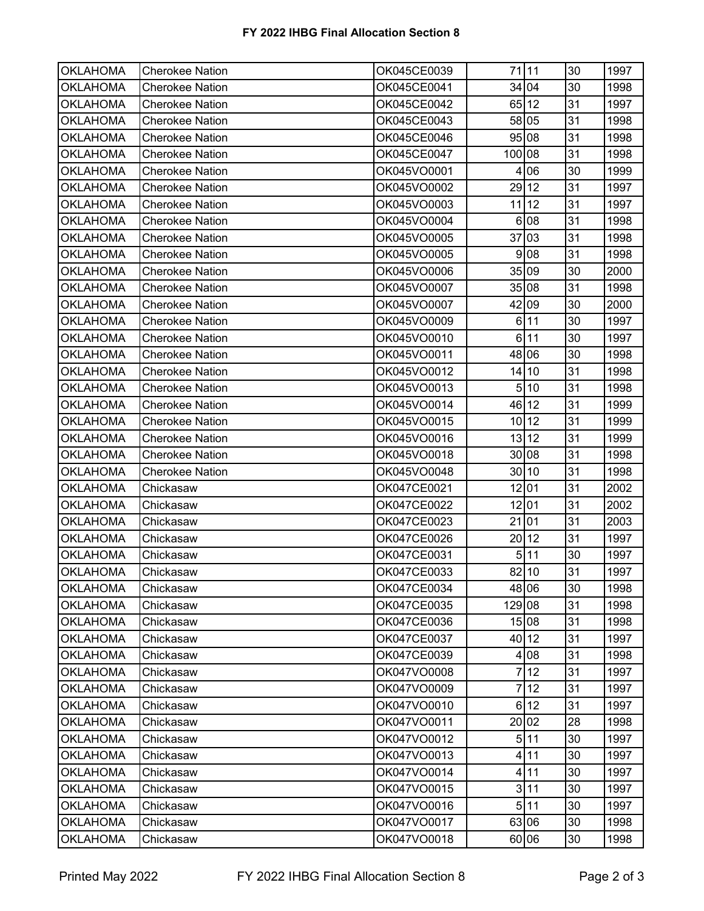| OKLAHOMA | Cherokee Nation | OK045CE0039 | 71 | 11 | 30 | 1997 |
|---|---|---|---|---|---|---|
| OKLAHOMA | Cherokee Nation | OK045CE0041 | 34 | 04 | 30 | 1998 |
| OKLAHOMA | Cherokee Nation | OK045CE0042 | 65 | 12 | 31 | 1997 |
| OKLAHOMA | Cherokee Nation | OK045CE0043 | 58 | 05 | 31 | 1998 |
| OKLAHOMA | Cherokee Nation | OK045CE0046 | 95 | 08 | 31 | 1998 |
| OKLAHOMA | Cherokee Nation | OK045CE0047 | 100 | 08 | 31 | 1998 |
| OKLAHOMA | Cherokee Nation | OK045VO0001 | 4 | 06 | 30 | 1999 |
| OKLAHOMA | Cherokee Nation | OK045VO0002 | 29 | 12 | 31 | 1997 |
| OKLAHOMA | Cherokee Nation | OK045VO0003 | 11 | 12 | 31 | 1997 |
| OKLAHOMA | Cherokee Nation | OK045VO0004 | 6 | 08 | 31 | 1998 |
| OKLAHOMA | Cherokee Nation | OK045VO0005 | 37 | 03 | 31 | 1998 |
| OKLAHOMA | Cherokee Nation | OK045VO0005 | 9 | 08 | 31 | 1998 |
| OKLAHOMA | Cherokee Nation | OK045VO0006 | 35 | 09 | 30 | 2000 |
| OKLAHOMA | Cherokee Nation | OK045VO0007 | 35 | 08 | 31 | 1998 |
| OKLAHOMA | Cherokee Nation | OK045VO0007 | 42 | 09 | 30 | 2000 |
| OKLAHOMA | Cherokee Nation | OK045VO0009 | 6 | 11 | 30 | 1997 |
| OKLAHOMA | Cherokee Nation | OK045VO0010 | 6 | 11 | 30 | 1997 |
| OKLAHOMA | Cherokee Nation | OK045VO0011 | 48 | 06 | 30 | 1998 |
| OKLAHOMA | Cherokee Nation | OK045VO0012 | 14 | 10 | 31 | 1998 |
| OKLAHOMA | Cherokee Nation | OK045VO0013 | 5 | 10 | 31 | 1998 |
| OKLAHOMA | Cherokee Nation | OK045VO0014 | 46 | 12 | 31 | 1999 |
| OKLAHOMA | Cherokee Nation | OK045VO0015 | 10 | 12 | 31 | 1999 |
| OKLAHOMA | Cherokee Nation | OK045VO0016 | 13 | 12 | 31 | 1999 |
| OKLAHOMA | Cherokee Nation | OK045VO0018 | 30 | 08 | 31 | 1998 |
| OKLAHOMA | Cherokee Nation | OK045VO0048 | 30 | 10 | 31 | 1998 |
| OKLAHOMA | Chickasaw | OK047CE0021 | 12 | 01 | 31 | 2002 |
| OKLAHOMA | Chickasaw | OK047CE0022 | 12 | 01 | 31 | 2002 |
| OKLAHOMA | Chickasaw | OK047CE0023 | 21 | 01 | 31 | 2003 |
| OKLAHOMA | Chickasaw | OK047CE0026 | 20 | 12 | 31 | 1997 |
| OKLAHOMA | Chickasaw | OK047CE0031 | 5 | 11 | 30 | 1997 |
| OKLAHOMA | Chickasaw | OK047CE0033 | 82 | 10 | 31 | 1997 |
| OKLAHOMA | Chickasaw | OK047CE0034 | 48 | 06 | 30 | 1998 |
| OKLAHOMA | Chickasaw | OK047CE0035 | 129 | 08 | 31 | 1998 |
| OKLAHOMA | Chickasaw | OK047CE0036 | 15 | 08 | 31 | 1998 |
| OKLAHOMA | Chickasaw | OK047CE0037 | 40 | 12 | 31 | 1997 |
| OKLAHOMA | Chickasaw | OK047CE0039 | 4 | 08 | 31 | 1998 |
| OKLAHOMA | Chickasaw | OK047VO0008 | 7 | 12 | 31 | 1997 |
| OKLAHOMA | Chickasaw | OK047VO0009 | 7 | 12 | 31 | 1997 |
| OKLAHOMA | Chickasaw | OK047VO0010 | 6 | 12 | 31 | 1997 |
| OKLAHOMA | Chickasaw | OK047VO0011 | 20 | 02 | 28 | 1998 |
| OKLAHOMA | Chickasaw | OK047VO0012 | 5 | 11 | 30 | 1997 |
| OKLAHOMA | Chickasaw | OK047VO0013 | 4 | 11 | 30 | 1997 |
| OKLAHOMA | Chickasaw | OK047VO0014 | 4 | 11 | 30 | 1997 |
| OKLAHOMA | Chickasaw | OK047VO0015 | 3 | 11 | 30 | 1997 |
| OKLAHOMA | Chickasaw | OK047VO0016 | 5 | 11 | 30 | 1997 |
| OKLAHOMA | Chickasaw | OK047VO0017 | 63 | 06 | 30 | 1998 |
| OKLAHOMA | Chickasaw | OK047VO0018 | 60 | 06 | 30 | 1998 |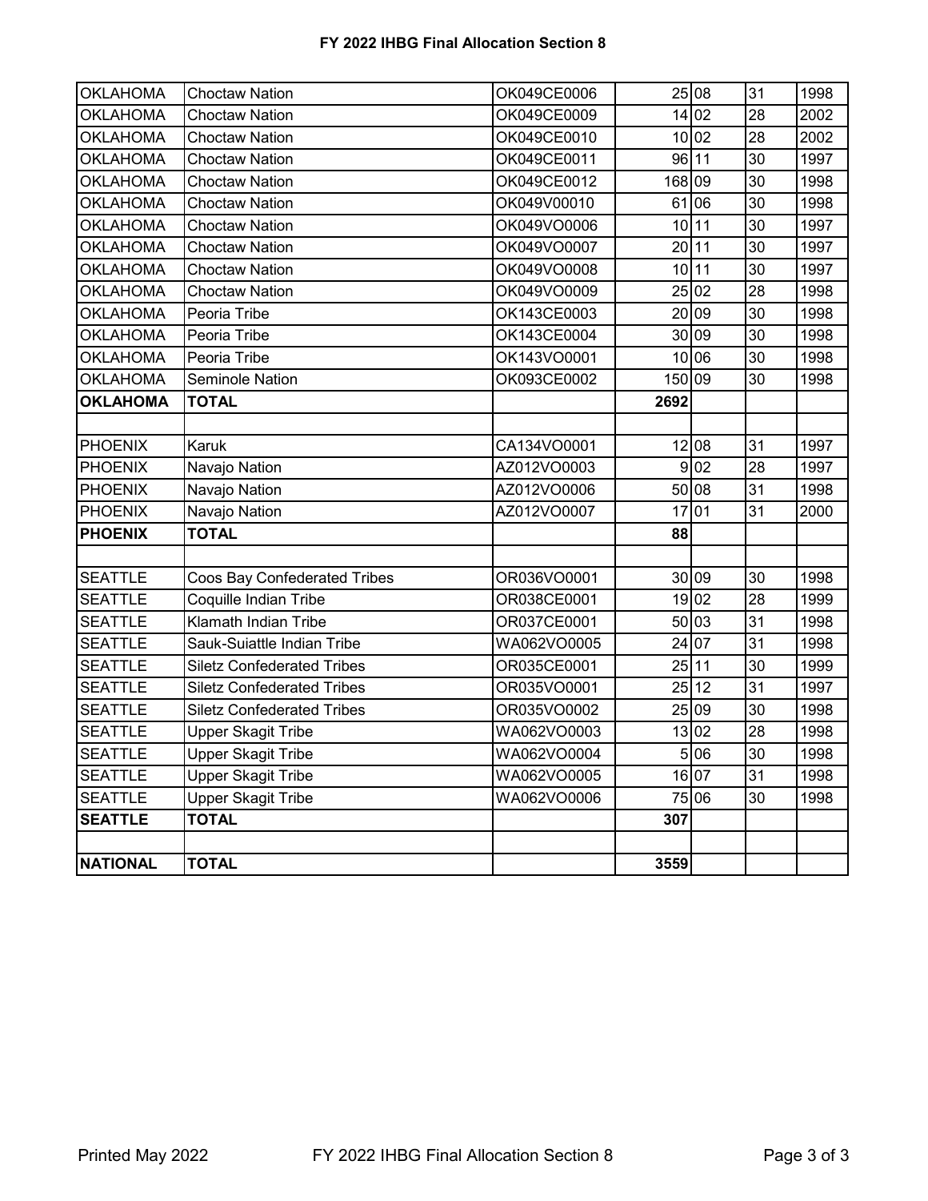# FY 2022 IHBG Final Allocation Section 8

| | | | | | | |
|---|---|---|---|---|---|---|
| OKLAHOMA | Choctaw Nation | OK049CE0006 | 25 | 08 | 31 | 1998 |
| OKLAHOMA | Choctaw Nation | OK049CE0009 | 14 | 02 | 28 | 2002 |
| OKLAHOMA | Choctaw Nation | OK049CE0010 | 10 | 02 | 28 | 2002 |
| OKLAHOMA | Choctaw Nation | OK049CE0011 | 96 | 11 | 30 | 1997 |
| OKLAHOMA | Choctaw Nation | OK049CE0012 | 168 | 09 | 30 | 1998 |
| OKLAHOMA | Choctaw Nation | OK049V00010 | 61 | 06 | 30 | 1998 |
| OKLAHOMA | Choctaw Nation | OK049VO0006 | 10 | 11 | 30 | 1997 |
| OKLAHOMA | Choctaw Nation | OK049VO0007 | 20 | 11 | 30 | 1997 |
| OKLAHOMA | Choctaw Nation | OK049VO0008 | 10 | 11 | 30 | 1997 |
| OKLAHOMA | Choctaw Nation | OK049VO0009 | 25 | 02 | 28 | 1998 |
| OKLAHOMA | Peoria Tribe | OK143CE0003 | 20 | 09 | 30 | 1998 |
| OKLAHOMA | Peoria Tribe | OK143CE0004 | 30 | 09 | 30 | 1998 |
| OKLAHOMA | Peoria Tribe | OK143VO0001 | 10 | 06 | 30 | 1998 |
| OKLAHOMA | Seminole Nation | OK093CE0002 | 150 | 09 | 30 | 1998 |
| **OKLAHOMA** | **TOTAL** | | **2692** | | | |
| | | | | | | |
| PHOENIX | Karuk | CA134VO0001 | 12 | 08 | 31 | 1997 |
| PHOENIX | Navajo Nation | AZ012VO0003 | 9 | 02 | 28 | 1997 |
| PHOENIX | Navajo Nation | AZ012VO0006 | 50 | 08 | 31 | 1998 |
| PHOENIX | Navajo Nation | AZ012VO0007 | 17 | 01 | 31 | 2000 |
| **PHOENIX** | **TOTAL** | | **88** | | | |
| | | | | | | |
| SEATTLE | Coos Bay Confederated Tribes | OR036VO0001 | 30 | 09 | 30 | 1998 |
| SEATTLE | Coquille Indian Tribe | OR038CE0001 | 19 | 02 | 28 | 1999 |
| SEATTLE | Klamath Indian Tribe | OR037CE0001 | 50 | 03 | 31 | 1998 |
| SEATTLE | Sauk-Suiattle Indian Tribe | WA062VO0005 | 24 | 07 | 31 | 1998 |
| SEATTLE | Siletz Confederated Tribes | OR035CE0001 | 25 | 11 | 30 | 1999 |
| SEATTLE | Siletz Confederated Tribes | OR035VO0001 | 25 | 12 | 31 | 1997 |
| SEATTLE | Siletz Confederated Tribes | OR035VO0002 | 25 | 09 | 30 | 1998 |
| SEATTLE | Upper Skagit Tribe | WA062VO0003 | 13 | 02 | 28 | 1998 |
| SEATTLE | Upper Skagit Tribe | WA062VO0004 | 5 | 06 | 30 | 1998 |
| SEATTLE | Upper Skagit Tribe | WA062VO0005 | 16 | 07 | 31 | 1998 |
| SEATTLE | Upper Skagit Tribe | WA062VO0006 | 75 | 06 | 30 | 1998 |
| **SEATTLE** | **TOTAL** | | **307** | | | |
| | | | | | | |
| **NATIONAL** | **TOTAL** | | **3559** | | | |